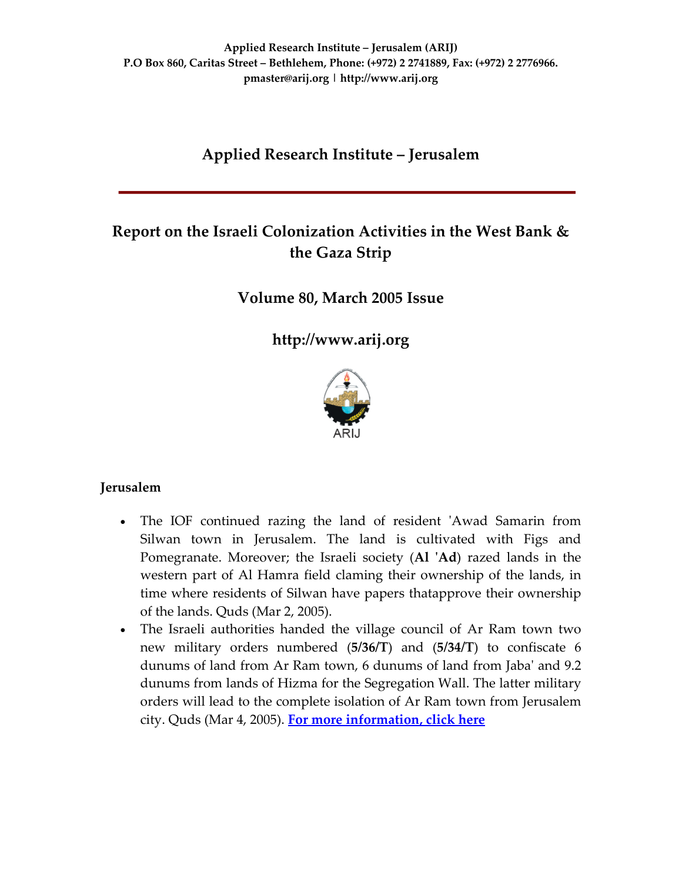**Applied Research Institute – Jerusalem (ARIJ)**
**P.O Box 860, Caritas Street – Bethlehem, Phone: (+972) 2 2741889, Fax: (+972) 2 2776966.**
**pmaster@arij.org | http://www.arij.org**

# Applied Research Institute – Jerusalem

## Report on the Israeli Colonization Activities in the West Bank & the Gaza Strip

### Volume 80, March 2005 Issue

### http://www.arij.org

ARIJ

### Jerusalem

- The IOF continued razing the land of resident 'Awad Samarin from Silwan town in Jerusalem. The land is cultivated with Figs and Pomegranate. Moreover; the Israeli society (**Al 'Ad**) razed lands in the western part of Al Hamra field claming their ownership of the lands, in time where residents of Silwan have papers thatapprove their ownership of the lands. Quds (Mar 2, 2005).
- The Israeli authorities handed the village council of Ar Ram town two new military orders numbered (**5/36/T**) and (**5/34/T**) to confiscate 6 dunums of land from Ar Ram town, 6 dunums of land from Jaba' and 9.2 dunums from lands of Hizma for the Segregation Wall. The latter military orders will lead to the complete isolation of Ar Ram town from Jerusalem city. Quds (Mar 4, 2005). **For more information, click here**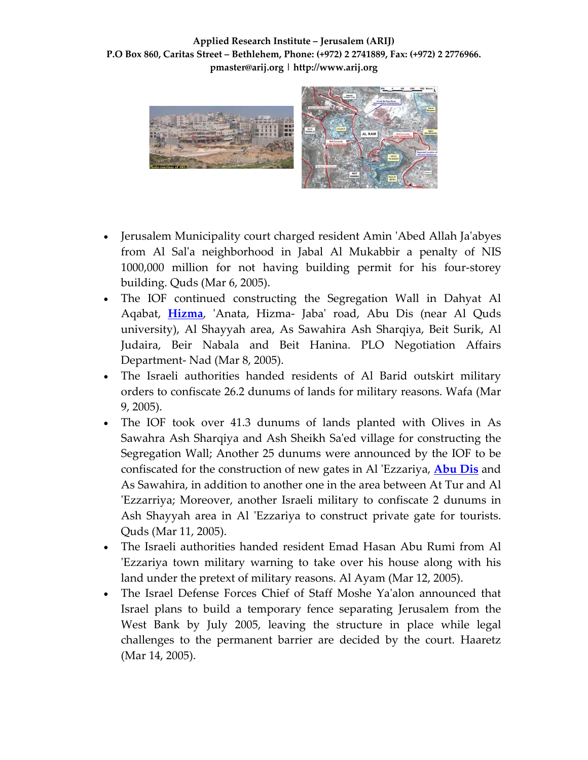- Jerusalem Municipality court charged resident Amin 'Abed Allah Ja'abyes from Al Sal'a neighborhood in Jabal Al Mukabbir a penalty of NIS 1000,000 million for not having building permit for his four-storey building. Quds (Mar 6, 2005).
- The IOF continued constructing the Segregation Wall in Dahyat Al Aqabat, **Hizma**, 'Anata, Hizma- Jaba' road, Abu Dis (near Al Quds university), Al Shayyah area, As Sawahira Ash Sharqiya, Beit Surik, Al Judaira, Beir Nabala and Beit Hanina. PLO Negotiation Affairs Department- Nad (Mar 8, 2005).
- The Israeli authorities handed residents of Al Barid outskirt military orders to confiscate 26.2 dunums of lands for military reasons. Wafa (Mar 9, 2005).
- The IOF took over 41.3 dunums of lands planted with Olives in As Sawahra Ash Sharqiya and Ash Sheikh Sa'ed village for constructing the Segregation Wall; Another 25 dunums were announced by the IOF to be confiscated for the construction of new gates in Al 'Ezzariya, **Abu Dis** and As Sawahira, in addition to another one in the area between At Tur and Al 'Ezzarriya; Moreover, another Israeli military to confiscate 2 dunums in Ash Shayyah area in Al 'Ezzariya to construct private gate for tourists. Quds (Mar 11, 2005).
- The Israeli authorities handed resident Emad Hasan Abu Rumi from Al 'Ezzariya town military warning to take over his house along with his land under the pretext of military reasons. Al Ayam (Mar 12, 2005).
- The Israel Defense Forces Chief of Staff Moshe Ya'alon announced that Israel plans to build a temporary fence separating Jerusalem from the West Bank by July 2005, leaving the structure in place while legal challenges to the permanent barrier are decided by the court. Haaretz (Mar 14, 2005).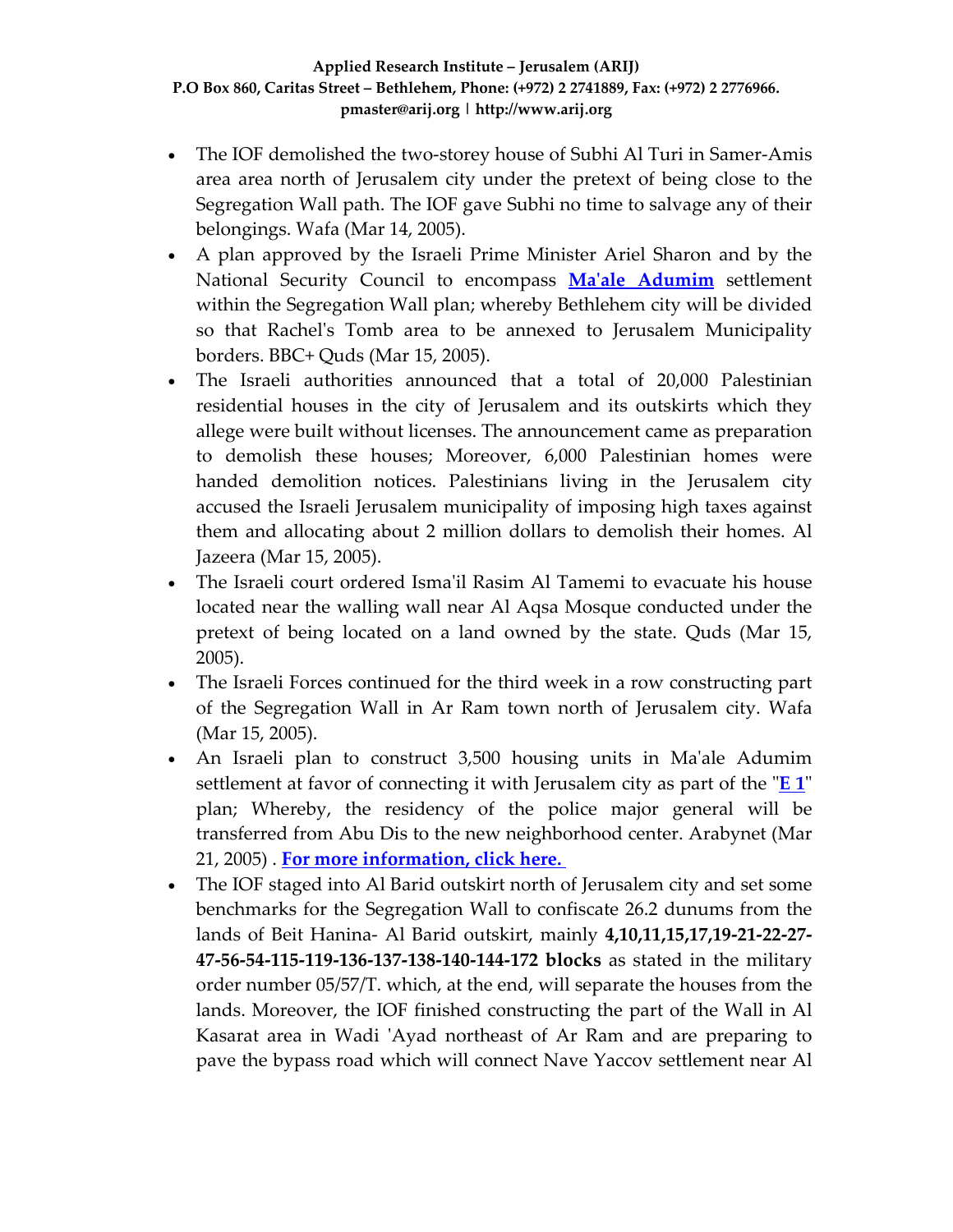- The IOF demolished the two-storey house of Subhi Al Turi in Samer-Amis area area north of Jerusalem city under the pretext of being close to the Segregation Wall path. The IOF gave Subhi no time to salvage any of their belongings. Wafa (Mar 14, 2005).
- A plan approved by the Israeli Prime Minister Ariel Sharon and by the National Security Council to encompass **Ma'ale Adumim** settlement within the Segregation Wall plan; whereby Bethlehem city will be divided so that Rachel's Tomb area to be annexed to Jerusalem Municipality borders. BBC+ Quds (Mar 15, 2005).
- The Israeli authorities announced that a total of 20,000 Palestinian residential houses in the city of Jerusalem and its outskirts which they allege were built without licenses. The announcement came as preparation to demolish these houses; Moreover, 6,000 Palestinian homes were handed demolition notices. Palestinians living in the Jerusalem city accused the Israeli Jerusalem municipality of imposing high taxes against them and allocating about 2 million dollars to demolish their homes. Al Jazeera (Mar 15, 2005).
- The Israeli court ordered Isma'il Rasim Al Tamemi to evacuate his house located near the walling wall near Al Aqsa Mosque conducted under the pretext of being located on a land owned by the state. Quds (Mar 15, 2005).
- The Israeli Forces continued for the third week in a row constructing part of the Segregation Wall in Ar Ram town north of Jerusalem city. Wafa (Mar 15, 2005).
- An Israeli plan to construct 3,500 housing units in Ma'ale Adumim settlement at favor of connecting it with Jerusalem city as part of the "**E 1**" plan; Whereby, the residency of the police major general will be transferred from Abu Dis to the new neighborhood center. Arabynet (Mar 21, 2005) . **For more information, click here.**
- The IOF staged into Al Barid outskirt north of Jerusalem city and set some benchmarks for the Segregation Wall to confiscate 26.2 dunums from the lands of Beit Hanina- Al Barid outskirt, mainly **4,10,11,15,17,19-21-22-27-47-56-54-115-119-136-137-138-140-144-172 blocks** as stated in the military order number 05/57/T. which, at the end, will separate the houses from the lands. Moreover, the IOF finished constructing the part of the Wall in Al Kasarat area in Wadi 'Ayad northeast of Ar Ram and are preparing to pave the bypass road which will connect Nave Yaccov settlement near Al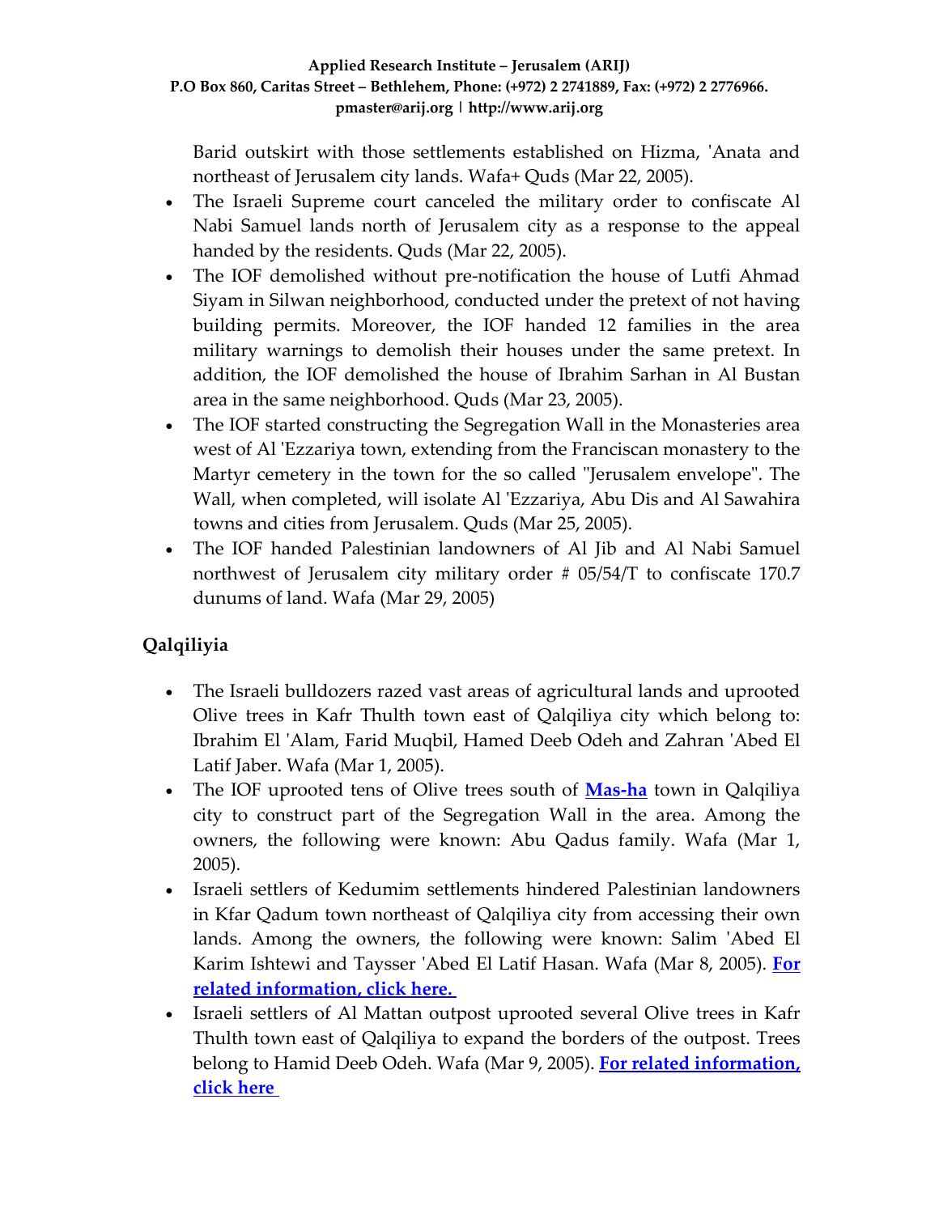Barid outskirt with those settlements established on Hizma, 'Anata and northeast of Jerusalem city lands. Wafa+ Quds (Mar 22, 2005).

- The Israeli Supreme court canceled the military order to confiscate Al Nabi Samuel lands north of Jerusalem city as a response to the appeal handed by the residents. Quds (Mar 22, 2005).
- The IOF demolished without pre-notification the house of Lutfi Ahmad Siyam in Silwan neighborhood, conducted under the pretext of not having building permits. Moreover, the IOF handed 12 families in the area military warnings to demolish their houses under the same pretext. In addition, the IOF demolished the house of Ibrahim Sarhan in Al Bustan area in the same neighborhood. Quds (Mar 23, 2005).
- The IOF started constructing the Segregation Wall in the Monasteries area west of Al 'Ezzariya town, extending from the Franciscan monastery to the Martyr cemetery in the town for the so called "Jerusalem envelope". The Wall, when completed, will isolate Al 'Ezzariya, Abu Dis and Al Sawahira towns and cities from Jerusalem. Quds (Mar 25, 2005).
- The IOF handed Palestinian landowners of Al Jib and Al Nabi Samuel northwest of Jerusalem city military order # 05/54/T to confiscate 170.7 dunums of land. Wafa (Mar 29, 2005)

## Qalqiliyia

- The Israeli bulldozers razed vast areas of agricultural lands and uprooted Olive trees in Kafr Thulth town east of Qalqiliya city which belong to: Ibrahim El 'Alam, Farid Muqbil, Hamed Deeb Odeh and Zahran 'Abed El Latif Jaber. Wafa (Mar 1, 2005).
- The IOF uprooted tens of Olive trees south of **Mas-ha** town in Qalqiliya city to construct part of the Segregation Wall in the area. Among the owners, the following were known: Abu Qadus family. Wafa (Mar 1, 2005).
- Israeli settlers of Kedumim settlements hindered Palestinian landowners in Kfar Qadum town northeast of Qalqiliya city from accessing their own lands. Among the owners, the following were known: Salim 'Abed El Karim Ishtewi and Taysser 'Abed El Latif Hasan. Wafa (Mar 8, 2005). **For related information, click here.**
- Israeli settlers of Al Mattan outpost uprooted several Olive trees in Kafr Thulth town east of Qalqiliya to expand the borders of the outpost. Trees belong to Hamid Deeb Odeh. Wafa (Mar 9, 2005). **For related information, click here**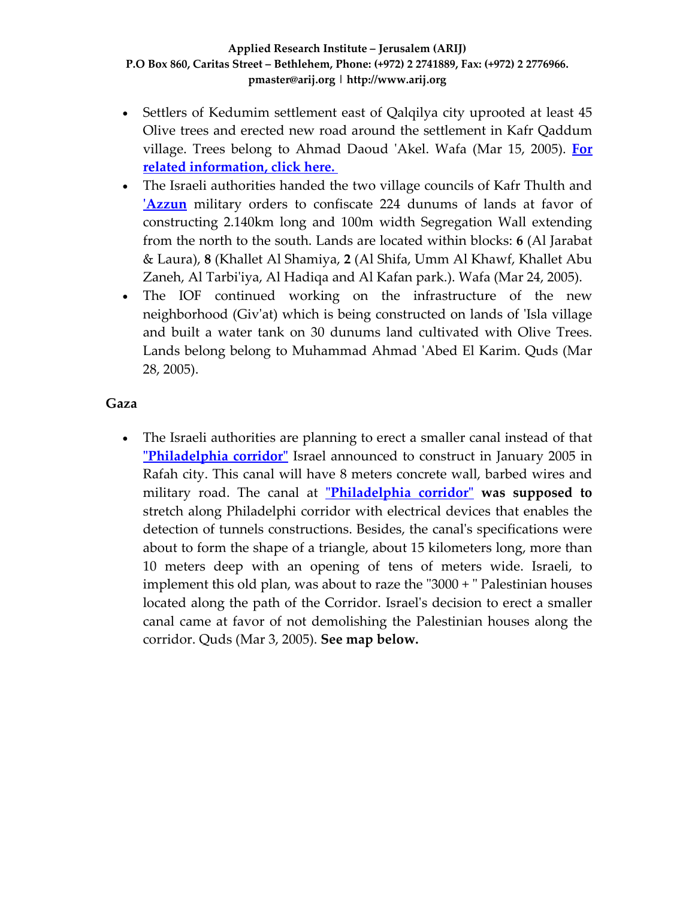- Settlers of Kedumim settlement east of Qalqilya city uprooted at least 45 Olive trees and erected new road around the settlement in Kafr Qaddum village. Trees belong to Ahmad Daoud 'Akel. Wafa (Mar 15, 2005). **For related information, click here.**
- The Israeli authorities handed the two village councils of Kafr Thulth and **'Azzun** military orders to confiscate 224 dunums of lands at favor of constructing 2.140km long and 100m width Segregation Wall extending from the north to the south. Lands are located within blocks: **6** (Al Jarabat & Laura), **8** (Khallet Al Shamiya, **2** (Al Shifa, Umm Al Khawf, Khallet Abu Zaneh, Al Tarbi'iya, Al Hadiqa and Al Kafan park.). Wafa (Mar 24, 2005).
- The IOF continued working on the infrastructure of the new neighborhood (Giv'at) which is being constructed on lands of 'Isla village and built a water tank on 30 dunums land cultivated with Olive Trees. Lands belong belong to Muhammad Ahmad 'Abed El Karim. Quds (Mar 28, 2005).

## Gaza

- The Israeli authorities are planning to erect a smaller canal instead of that **"Philadelphia corridor"** Israel announced to construct in January 2005 in Rafah city. This canal will have 8 meters concrete wall, barbed wires and military road. The canal at **"Philadelphia corridor" was supposed to** stretch along Philadelphi corridor with electrical devices that enables the detection of tunnels constructions. Besides, the canal's specifications were about to form the shape of a triangle, about 15 kilometers long, more than 10 meters deep with an opening of tens of meters wide. Israeli, to implement this old plan, was about to raze the "3000 + " Palestinian houses located along the path of the Corridor. Israel's decision to erect a smaller canal came at favor of not demolishing the Palestinian houses along the corridor. Quds (Mar 3, 2005). **See map below.**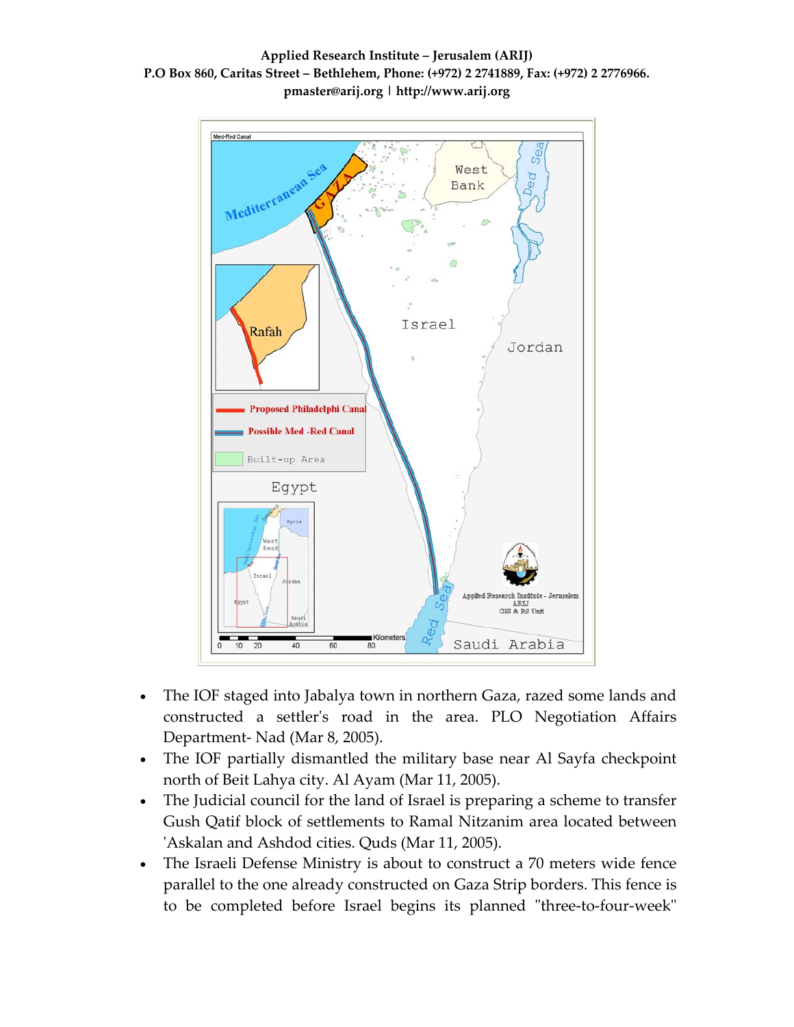- The IOF staged into Jabalya town in northern Gaza, razed some lands and constructed a settler's road in the area. PLO Negotiation Affairs Department- Nad (Mar 8, 2005).
- The IOF partially dismantled the military base near Al Sayfa checkpoint north of Beit Lahya city. Al Ayam (Mar 11, 2005).
- The Judicial council for the land of Israel is preparing a scheme to transfer Gush Qatif block of settlements to Ramal Nitzanim area located between 'Askalan and Ashdod cities. Quds (Mar 11, 2005).
- The Israeli Defense Ministry is about to construct a 70 meters wide fence parallel to the one already constructed on Gaza Strip borders. This fence is to be completed before Israel begins its planned "three-to-four-week"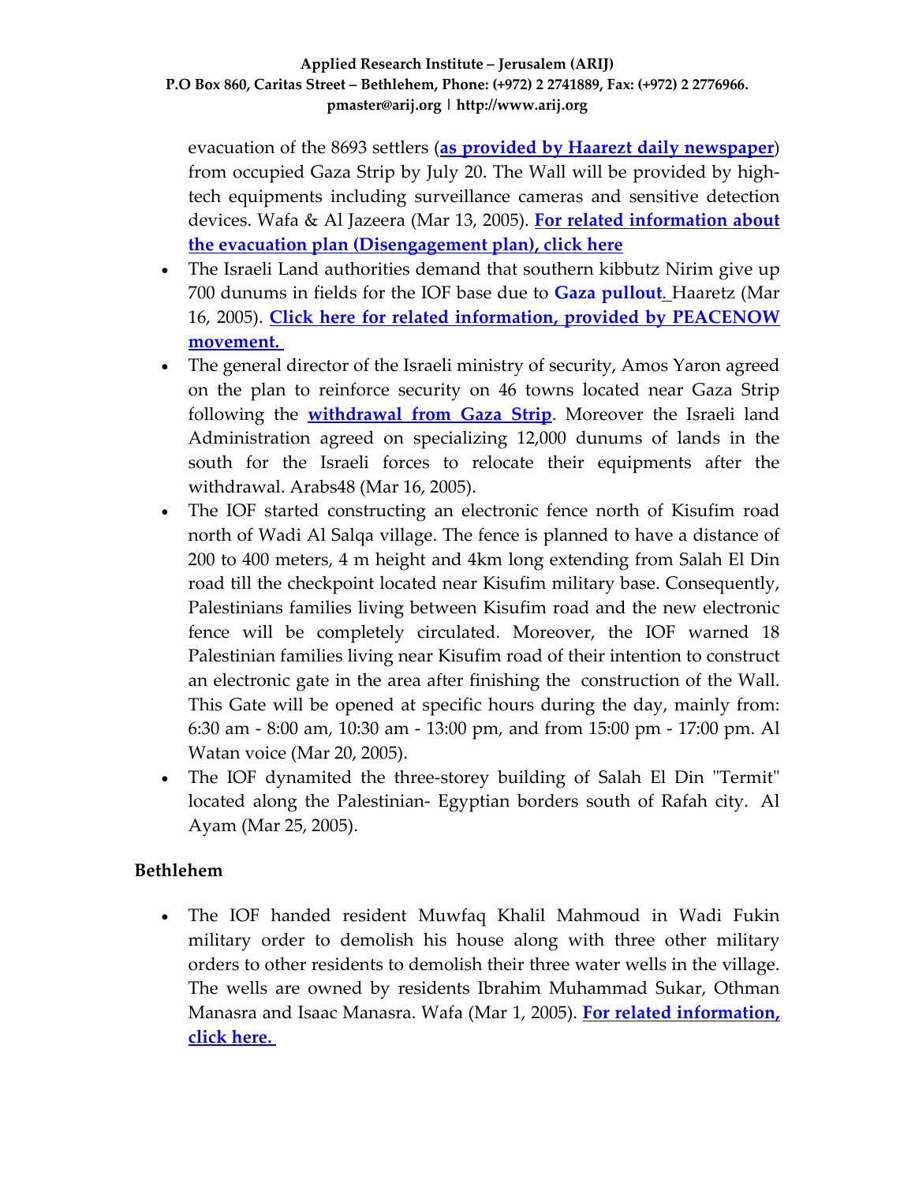evacuation of the 8693 settlers (**as provided by Haarezt daily newspaper**) from occupied Gaza Strip by July 20. The Wall will be provided by high-tech equipments including surveillance cameras and sensitive detection devices. Wafa & Al Jazeera (Mar 13, 2005). **For related information about the evacuation plan (Disengagement plan), click here**

- The Israeli Land authorities demand that southern kibbutz Nirim give up 700 dunums in fields for the IOF base due to **Gaza pullout**. Haaretz (Mar 16, 2005). **Click here for related information, provided by PEACENOW movement.**
- The general director of the Israeli ministry of security, Amos Yaron agreed on the plan to reinforce security on 46 towns located near Gaza Strip following the **withdrawal from Gaza Strip**. Moreover the Israeli land Administration agreed on specializing 12,000 dunums of lands in the south for the Israeli forces to relocate their equipments after the withdrawal. Arabs48 (Mar 16, 2005).
- The IOF started constructing an electronic fence north of Kisufim road north of Wadi Al Salqa village. The fence is planned to have a distance of 200 to 400 meters, 4 m height and 4km long extending from Salah El Din road till the checkpoint located near Kisufim military base. Consequently, Palestinians families living between Kisufim road and the new electronic fence will be completely circulated. Moreover, the IOF warned 18 Palestinian families living near Kisufim road of their intention to construct an electronic gate in the area after finishing the construction of the Wall. This Gate will be opened at specific hours during the day, mainly from: 6:30 am - 8:00 am, 10:30 am - 13:00 pm, and from 15:00 pm - 17:00 pm. Al Watan voice (Mar 20, 2005).
- The IOF dynamited the three-storey building of Salah El Din "Termit" located along the Palestinian- Egyptian borders south of Rafah city. Al Ayam (Mar 25, 2005).

**Bethlehem**

- The IOF handed resident Muwfaq Khalil Mahmoud in Wadi Fukin military order to demolish his house along with three other military orders to other residents to demolish their three water wells in the village. The wells are owned by residents Ibrahim Muhammad Sukar, Othman Manasra and Isaac Manasra. Wafa (Mar 1, 2005). **For related information, click here.**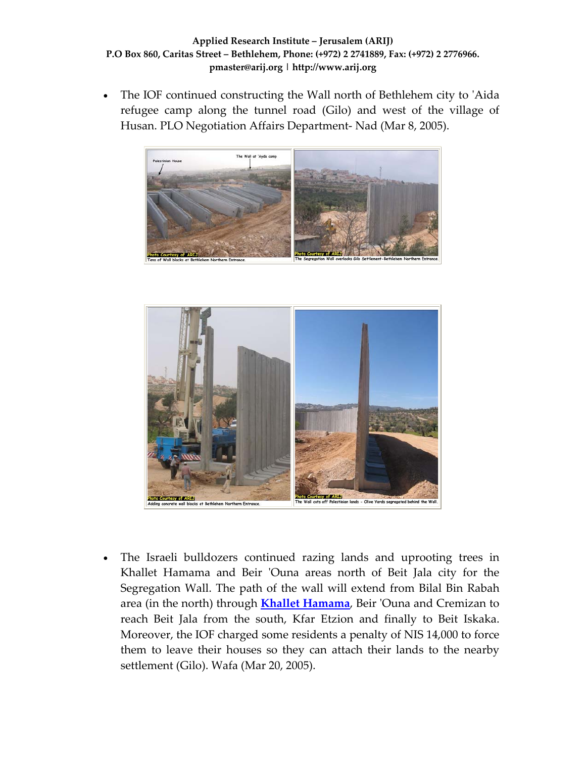- The IOF continued constructing the Wall north of Bethlehem city to 'Aida refugee camp along the tunnel road (Gilo) and west of the village of Husan. PLO Negotiation Affairs Department- Nad (Mar 8, 2005).

Tens of Wall blocks at Bethlehem Northern Entrance.

The Segregation Wall overlooks Gilo Settlement-Bethlehem Northern Entrance.

Adding concrete wall blocks at Bethlehem Northern Entrance.

The Wall cuts off Palestinian lands – Olive Yards segregated behind the Wall.

- The Israeli bulldozers continued razing lands and uprooting trees in Khallet Hamama and Beir 'Ouna areas north of Beit Jala city for the Segregation Wall. The path of the wall will extend from Bilal Bin Rabah area (in the north) through **Khallet Hamama**, Beir 'Ouna and Cremizan to reach Beit Jala from the south, Kfar Etzion and finally to Beit Iskaka. Moreover, the IOF charged some residents a penalty of NIS 14,000 to force them to leave their houses so they can attach their lands to the nearby settlement (Gilo). Wafa (Mar 20, 2005).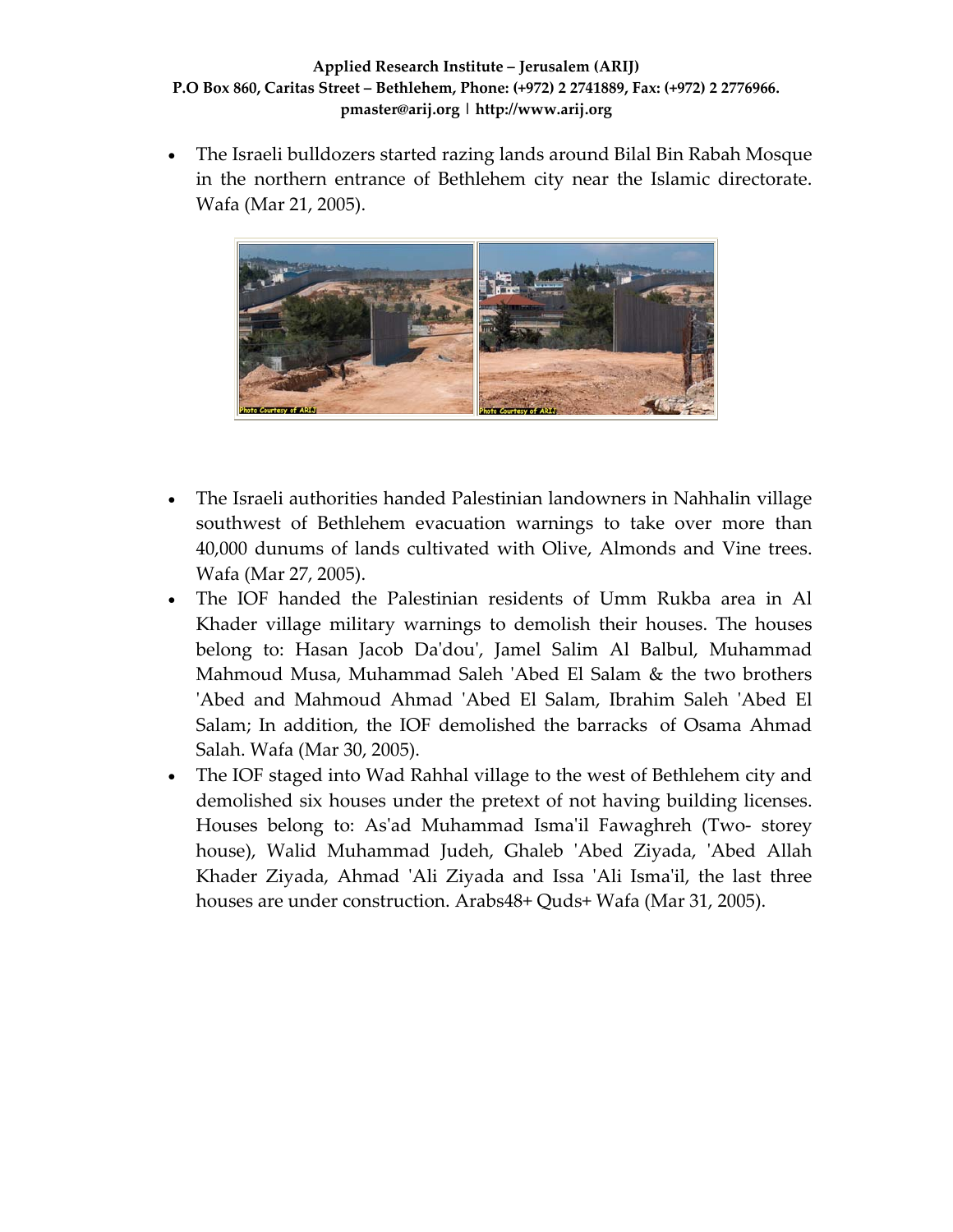- The Israeli bulldozers started razing lands around Bilal Bin Rabah Mosque in the northern entrance of Bethlehem city near the Islamic directorate. Wafa (Mar 21, 2005).

- The Israeli authorities handed Palestinian landowners in Nahhalin village southwest of Bethlehem evacuation warnings to take over more than 40,000 dunums of lands cultivated with Olive, Almonds and Vine trees. Wafa (Mar 27, 2005).
- The IOF handed the Palestinian residents of Umm Rukba area in Al Khader village military warnings to demolish their houses. The houses belong to: Hasan Jacob Da'dou', Jamel Salim Al Balbul, Muhammad Mahmoud Musa, Muhammad Saleh 'Abed El Salam & the two brothers 'Abed and Mahmoud Ahmad 'Abed El Salam, Ibrahim Saleh 'Abed El Salam; In addition, the IOF demolished the barracks of Osama Ahmad Salah. Wafa (Mar 30, 2005).
- The IOF staged into Wad Rahhal village to the west of Bethlehem city and demolished six houses under the pretext of not having building licenses. Houses belong to: As'ad Muhammad Isma'il Fawaghreh (Two- storey house), Walid Muhammad Judeh, Ghaleb 'Abed Ziyada, 'Abed Allah Khader Ziyada, Ahmad 'Ali Ziyada and Issa 'Ali Isma'il, the last three houses are under construction. Arabs48+ Quds+ Wafa (Mar 31, 2005).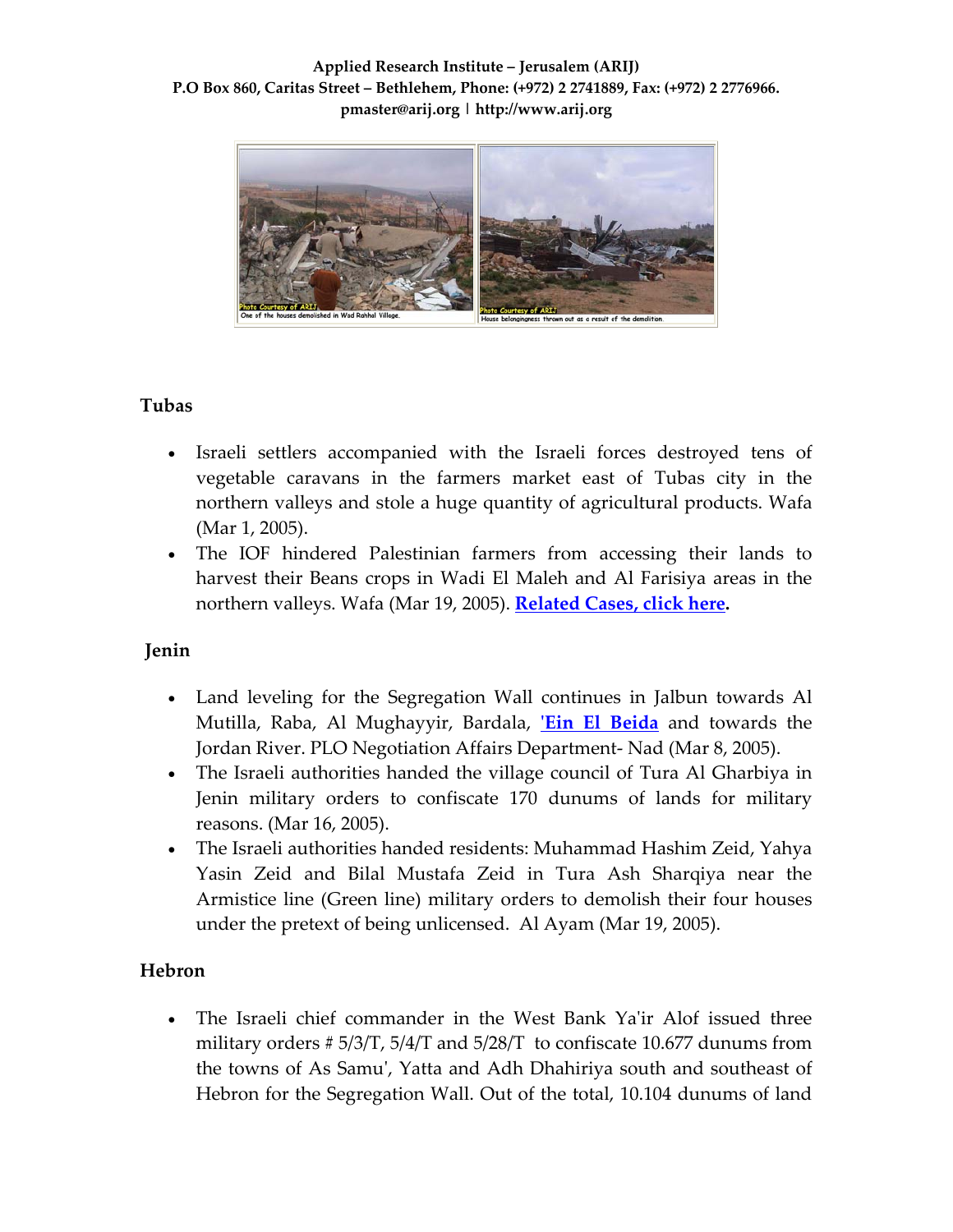Applied Research Institute – Jerusalem (ARIJ)
P.O Box 860, Caritas Street – Bethlehem, Phone: (+972) 2 2741889, Fax: (+972) 2 2776966.
pmaster@arij.org | http://www.arij.org

One of the houses demolished in Wad Rahhal Village.

House belonginginess thrown out as a result of the demolition.

### Tubas

- Israeli settlers accompanied with the Israeli forces destroyed tens of vegetable caravans in the farmers market east of Tubas city in the northern valleys and stole a huge quantity of agricultural products. Wafa (Mar 1, 2005).
- The IOF hindered Palestinian farmers from accessing their lands to harvest their Beans crops in Wadi El Maleh and Al Farisiya areas in the northern valleys. Wafa (Mar 19, 2005). **Related Cases, click here.**

### Jenin

- Land leveling for the Segregation Wall continues in Jalbun towards Al Mutilla, Raba, Al Mughayyir, Bardala, **'Ein El Beida** and towards the Jordan River. PLO Negotiation Affairs Department- Nad (Mar 8, 2005).
- The Israeli authorities handed the village council of Tura Al Gharbiya in Jenin military orders to confiscate 170 dunums of lands for military reasons. (Mar 16, 2005).
- The Israeli authorities handed residents: Muhammad Hashim Zeid, Yahya Yasin Zeid and Bilal Mustafa Zeid in Tura Ash Sharqiya near the Armistice line (Green line) military orders to demolish their four houses under the pretext of being unlicensed. Al Ayam (Mar 19, 2005).

### Hebron

- The Israeli chief commander in the West Bank Ya'ir Alof issued three military orders # 5/3/T, 5/4/T and 5/28/T to confiscate 10.677 dunums from the towns of As Samu', Yatta and Adh Dhahiriya south and southeast of Hebron for the Segregation Wall. Out of the total, 10.104 dunums of land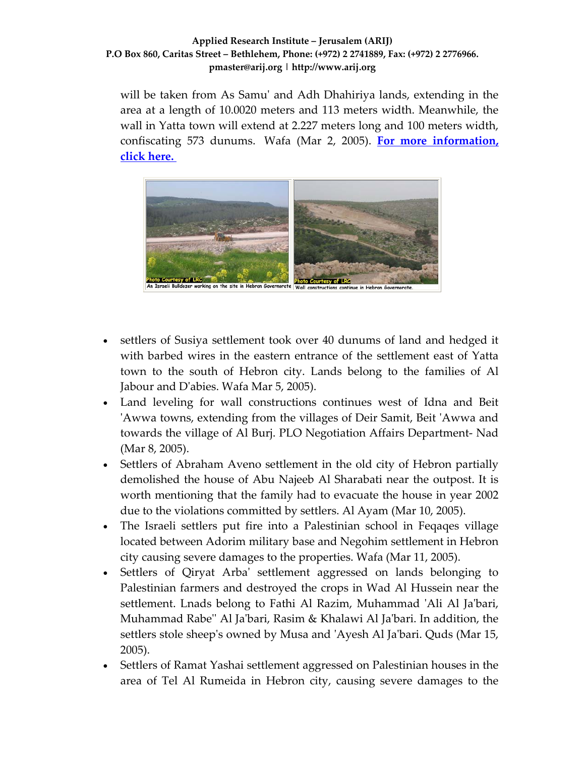will be taken from As Samu' and Adh Dhahiriya lands, extending in the area at a length of 10.0020 meters and 113 meters width. Meanwhile, the wall in Yatta town will extend at 2.227 meters long and 100 meters width, confiscating 573 dunums. Wafa (Mar 2, 2005). **For more information, click here.**

Photo Courtesy of LRC
An Israeli Bulldozer working on the site in Hebron Governorate

Photo Courtesy of LRC
Wall constructions continue in Hebron Governorate.

- settlers of Susiya settlement took over 40 dunums of land and hedged it with barbed wires in the eastern entrance of the settlement east of Yatta town to the south of Hebron city. Lands belong to the families of Al Jabour and D'abies. Wafa Mar 5, 2005).
- Land leveling for wall constructions continues west of Idna and Beit 'Awwa towns, extending from the villages of Deir Samit, Beit 'Awwa and towards the village of Al Burj. PLO Negotiation Affairs Department- Nad (Mar 8, 2005).
- Settlers of Abraham Aveno settlement in the old city of Hebron partially demolished the house of Abu Najeeb Al Sharabati near the outpost. It is worth mentioning that the family had to evacuate the house in year 2002 due to the violations committed by settlers. Al Ayam (Mar 10, 2005).
- The Israeli settlers put fire into a Palestinian school in Feqaqes village located between Adorim military base and Negohim settlement in Hebron city causing severe damages to the properties. Wafa (Mar 11, 2005).
- Settlers of Qiryat Arba' settlement aggressed on lands belonging to Palestinian farmers and destroyed the crops in Wad Al Hussein near the settlement. Lnads belong to Fathi Al Razim, Muhammad 'Ali Al Ja'bari, Muhammad Rabe'' Al Ja'bari, Rasim & Khalawi Al Ja'bari. In addition, the settlers stole sheep's owned by Musa and 'Ayesh Al Ja'bari. Quds (Mar 15, 2005).
- Settlers of Ramat Yashai settlement aggressed on Palestinian houses in the area of Tel Al Rumeida in Hebron city, causing severe damages to the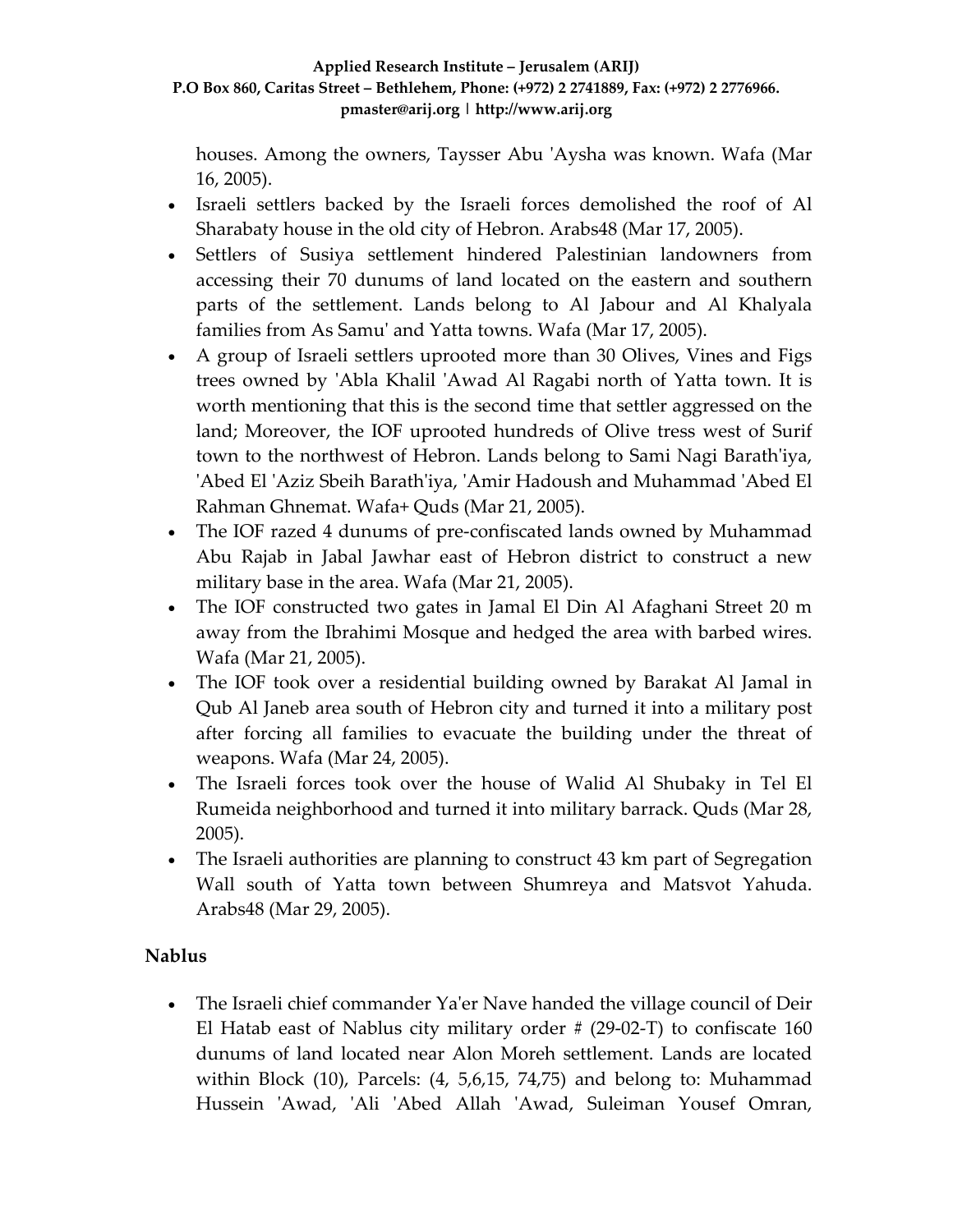houses. Among the owners, Taysser Abu 'Aysha was known. Wafa (Mar 16, 2005).

- Israeli settlers backed by the Israeli forces demolished the roof of Al Sharabaty house in the old city of Hebron. Arabs48 (Mar 17, 2005).
- Settlers of Susiya settlement hindered Palestinian landowners from accessing their 70 dunums of land located on the eastern and southern parts of the settlement. Lands belong to Al Jabour and Al Khalyala families from As Samu' and Yatta towns. Wafa (Mar 17, 2005).
- A group of Israeli settlers uprooted more than 30 Olives, Vines and Figs trees owned by 'Abla Khalil 'Awad Al Ragabi north of Yatta town. It is worth mentioning that this is the second time that settler aggressed on the land; Moreover, the IOF uprooted hundreds of Olive tress west of Surif town to the northwest of Hebron. Lands belong to Sami Nagi Barath'iya, 'Abed El 'Aziz Sbeih Barath'iya, 'Amir Hadoush and Muhammad 'Abed El Rahman Ghnemat. Wafa+ Quds (Mar 21, 2005).
- The IOF razed 4 dunums of pre-confiscated lands owned by Muhammad Abu Rajab in Jabal Jawhar east of Hebron district to construct a new military base in the area. Wafa (Mar 21, 2005).
- The IOF constructed two gates in Jamal El Din Al Afaghani Street 20 m away from the Ibrahimi Mosque and hedged the area with barbed wires. Wafa (Mar 21, 2005).
- The IOF took over a residential building owned by Barakat Al Jamal in Qub Al Janeb area south of Hebron city and turned it into a military post after forcing all families to evacuate the building under the threat of weapons. Wafa (Mar 24, 2005).
- The Israeli forces took over the house of Walid Al Shubaky in Tel El Rumeida neighborhood and turned it into military barrack. Quds (Mar 28, 2005).
- The Israeli authorities are planning to construct 43 km part of Segregation Wall south of Yatta town between Shumreya and Matsvot Yahuda. Arabs48 (Mar 29, 2005).

## Nablus

- The Israeli chief commander Ya'er Nave handed the village council of Deir El Hatab east of Nablus city military order # (29-02-T) to confiscate 160 dunums of land located near Alon Moreh settlement. Lands are located within Block (10), Parcels: (4, 5,6,15, 74,75) and belong to: Muhammad Hussein 'Awad, 'Ali 'Abed Allah 'Awad, Suleiman Yousef Omran,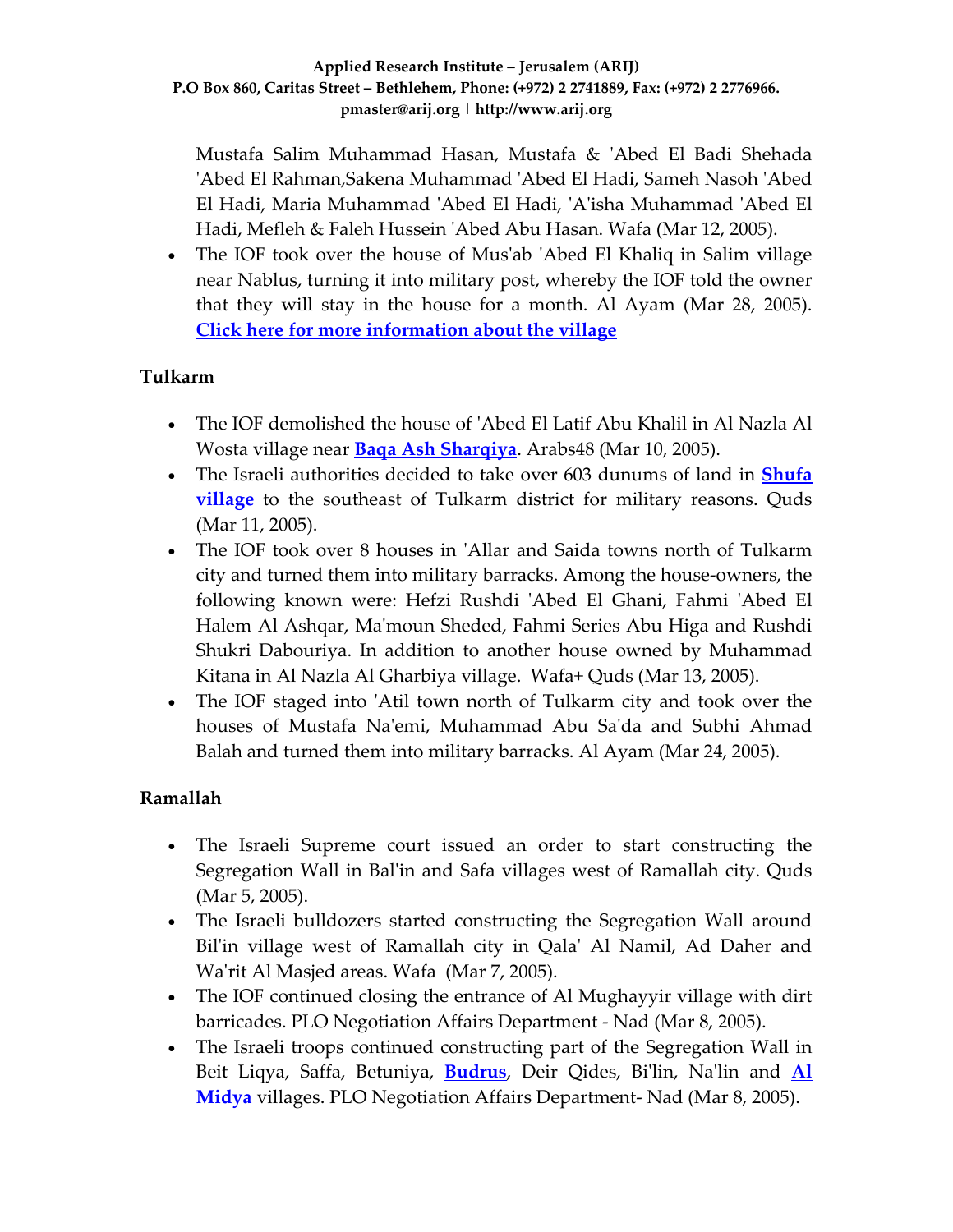Mustafa Salim Muhammad Hasan, Mustafa & 'Abed El Badi Shehada 'Abed El Rahman,Sakena Muhammad 'Abed El Hadi, Sameh Nasoh 'Abed El Hadi, Maria Muhammad 'Abed El Hadi, 'A'isha Muhammad 'Abed El Hadi, Mefleh & Faleh Hussein 'Abed Abu Hasan. Wafa (Mar 12, 2005).

- The IOF took over the house of Mus'ab 'Abed El Khaliq in Salim village near Nablus, turning it into military post, whereby the IOF told the owner that they will stay in the house for a month. Al Ayam (Mar 28, 2005). **Click here for more information about the village**

**Tulkarm**

- The IOF demolished the house of 'Abed El Latif Abu Khalil in Al Nazla Al Wosta village near **Baqa Ash Sharqiya**. Arabs48 (Mar 10, 2005).
- The Israeli authorities decided to take over 603 dunums of land in **Shufa village** to the southeast of Tulkarm district for military reasons. Quds (Mar 11, 2005).
- The IOF took over 8 houses in 'Allar and Saida towns north of Tulkarm city and turned them into military barracks. Among the house-owners, the following known were: Hefzi Rushdi 'Abed El Ghani, Fahmi 'Abed El Halem Al Ashqar, Ma'moun Sheded, Fahmi Series Abu Higa and Rushdi Shukri Dabouriya. In addition to another house owned by Muhammad Kitana in Al Nazla Al Gharbiya village. Wafa+ Quds (Mar 13, 2005).
- The IOF staged into 'Atil town north of Tulkarm city and took over the houses of Mustafa Na'emi, Muhammad Abu Sa'da and Subhi Ahmad Balah and turned them into military barracks. Al Ayam (Mar 24, 2005).

**Ramallah**

- The Israeli Supreme court issued an order to start constructing the Segregation Wall in Bal'in and Safa villages west of Ramallah city. Quds (Mar 5, 2005).
- The Israeli bulldozers started constructing the Segregation Wall around Bil'in village west of Ramallah city in Qala' Al Namil, Ad Daher and Wa'rit Al Masjed areas. Wafa (Mar 7, 2005).
- The IOF continued closing the entrance of Al Mughayyir village with dirt barricades. PLO Negotiation Affairs Department - Nad (Mar 8, 2005).
- The Israeli troops continued constructing part of the Segregation Wall in Beit Liqya, Saffa, Betuniya, **Budrus**, Deir Qides, Bi'lin, Na'lin and **Al Midya** villages. PLO Negotiation Affairs Department- Nad (Mar 8, 2005).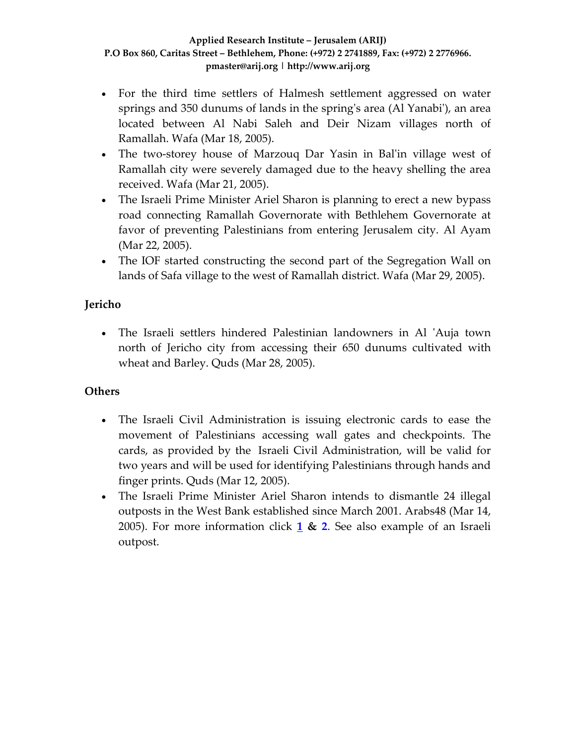- For the third time settlers of Halmesh settlement aggressed on water springs and 350 dunums of lands in the spring's area (Al Yanabi'), an area located between Al Nabi Saleh and Deir Nizam villages north of Ramallah. Wafa (Mar 18, 2005).
- The two-storey house of Marzouq Dar Yasin in Bal'in village west of Ramallah city were severely damaged due to the heavy shelling the area received. Wafa (Mar 21, 2005).
- The Israeli Prime Minister Ariel Sharon is planning to erect a new bypass road connecting Ramallah Governorate with Bethlehem Governorate at favor of preventing Palestinians from entering Jerusalem city. Al Ayam (Mar 22, 2005).
- The IOF started constructing the second part of the Segregation Wall on lands of Safa village to the west of Ramallah district. Wafa (Mar 29, 2005).

### Jericho

- The Israeli settlers hindered Palestinian landowners in Al 'Auja town north of Jericho city from accessing their 650 dunums cultivated with wheat and Barley. Quds (Mar 28, 2005).

### Others

- The Israeli Civil Administration is issuing electronic cards to ease the movement of Palestinians accessing wall gates and checkpoints. The cards, as provided by the Israeli Civil Administration, will be valid for two years and will be used for identifying Palestinians through hands and finger prints. Quds (Mar 12, 2005).
- The Israeli Prime Minister Ariel Sharon intends to dismantle 24 illegal outposts in the West Bank established since March 2001. Arabs48 (Mar 14, 2005). For more information click **1** & **2**. See also example of an Israeli outpost.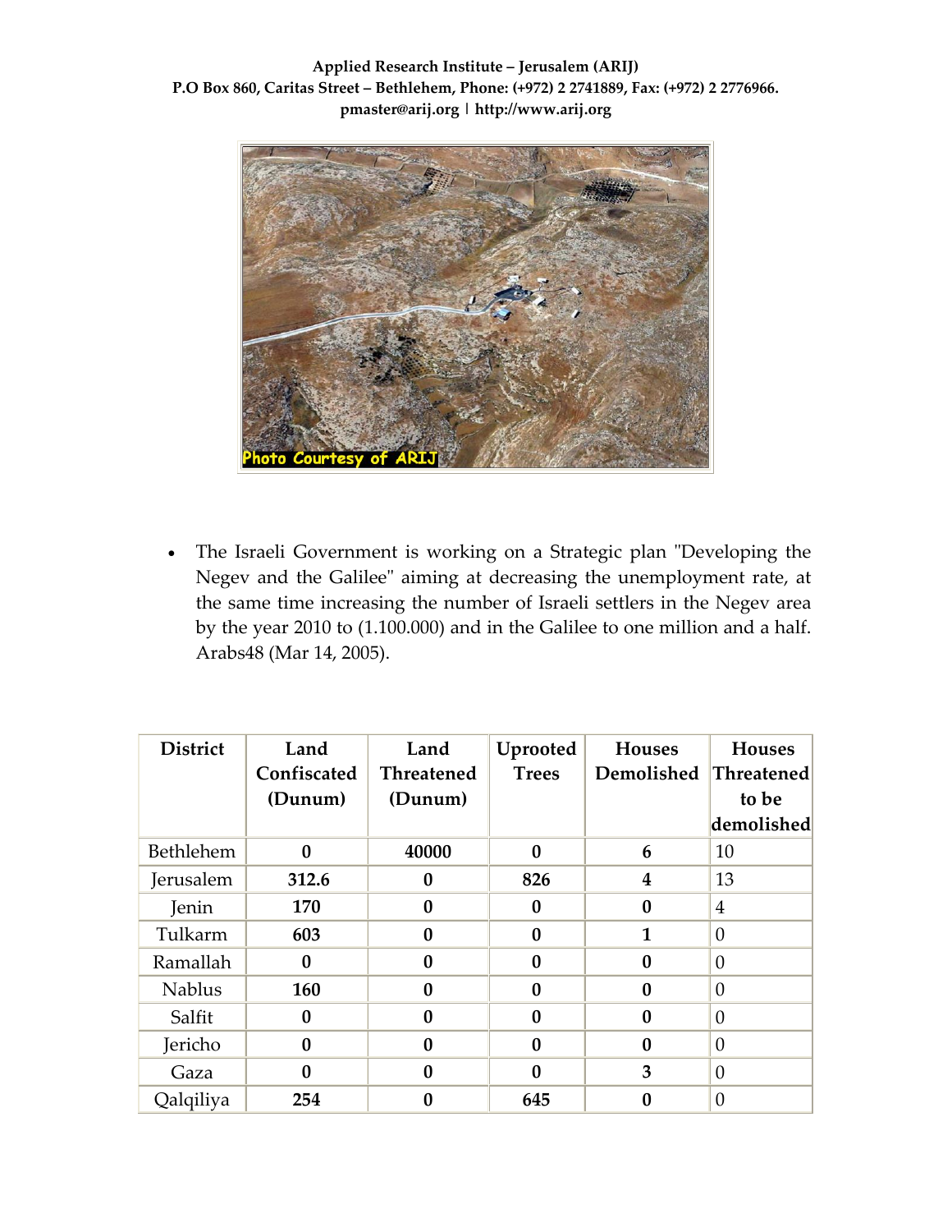- The Israeli Government is working on a Strategic plan "Developing the Negev and the Galilee" aiming at decreasing the unemployment rate, at the same time increasing the number of Israeli settlers in the Negev area by the year 2010 to (1.100.000) and in the Galilee to one million and a half. Arabs48 (Mar 14, 2005).

| District | Land Confiscated (Dunum) | Land Threatened (Dunum) | Uprooted Trees | Houses Demolished | Houses Threatened to be demolished |
|---|---|---|---|---|---|
| Bethlehem | **0** | **40000** | **0** | **6** | 10 |
| Jerusalem | **312.6** | **0** | **826** | **4** | 13 |
| Jenin | **170** | **0** | **0** | **0** | 4 |
| Tulkarm | **603** | **0** | **0** | **1** | 0 |
| Ramallah | **0** | **0** | **0** | **0** | 0 |
| Nablus | **160** | **0** | **0** | **0** | 0 |
| Salfit | **0** | **0** | **0** | **0** | 0 |
| Jericho | **0** | **0** | **0** | **0** | 0 |
| Gaza | **0** | **0** | **0** | **3** | 0 |
| Qalqiliya | **254** | **0** | **645** | **0** | 0 |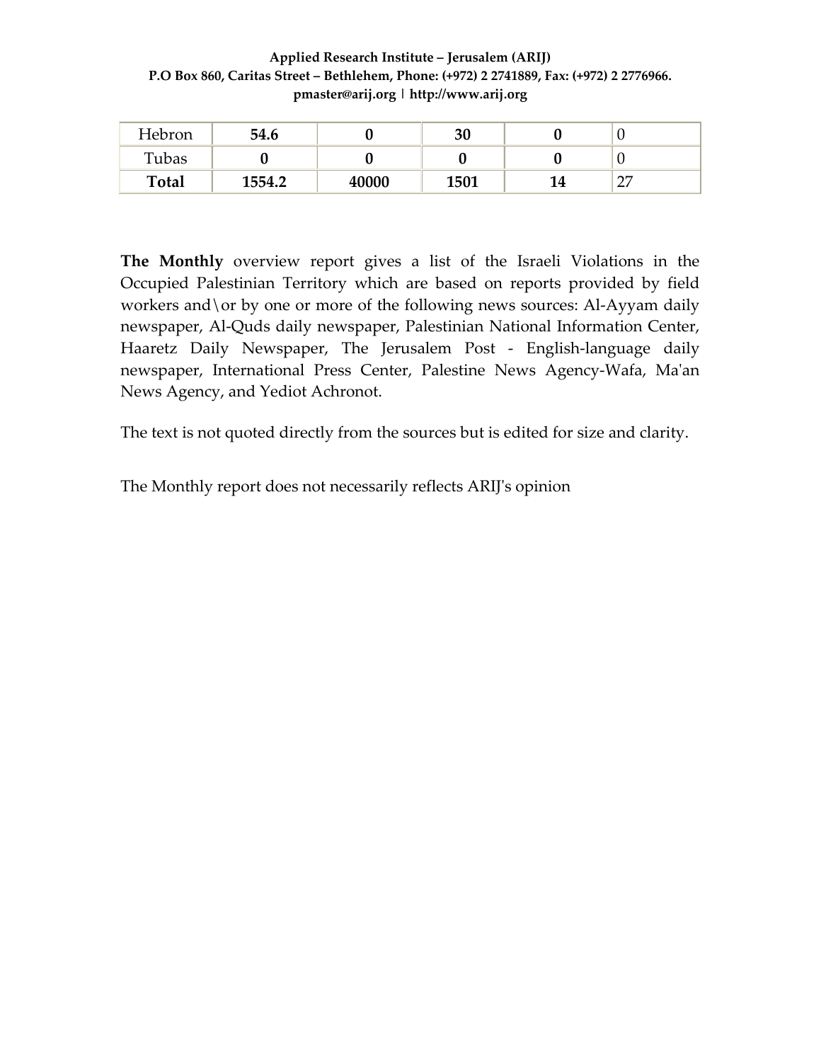| | | | | | |
|---|---|---|---|---|---|
| Hebron | **54.6** | **0** | **30** | **0** | 0 |
| Tubas | **0** | **0** | **0** | **0** | 0 |
| **Total** | **1554.2** | **40000** | **1501** | **14** | 27 |

**The Monthly** overview report gives a list of the Israeli Violations in the Occupied Palestinian Territory which are based on reports provided by field workers and\or by one or more of the following news sources: Al-Ayyam daily newspaper, Al-Quds daily newspaper, Palestinian National Information Center, Haaretz Daily Newspaper, The Jerusalem Post - English-language daily newspaper, International Press Center, Palestine News Agency-Wafa, Ma'an News Agency, and Yediot Achronot.

The text is not quoted directly from the sources but is edited for size and clarity.

The Monthly report does not necessarily reflects ARIJ's opinion